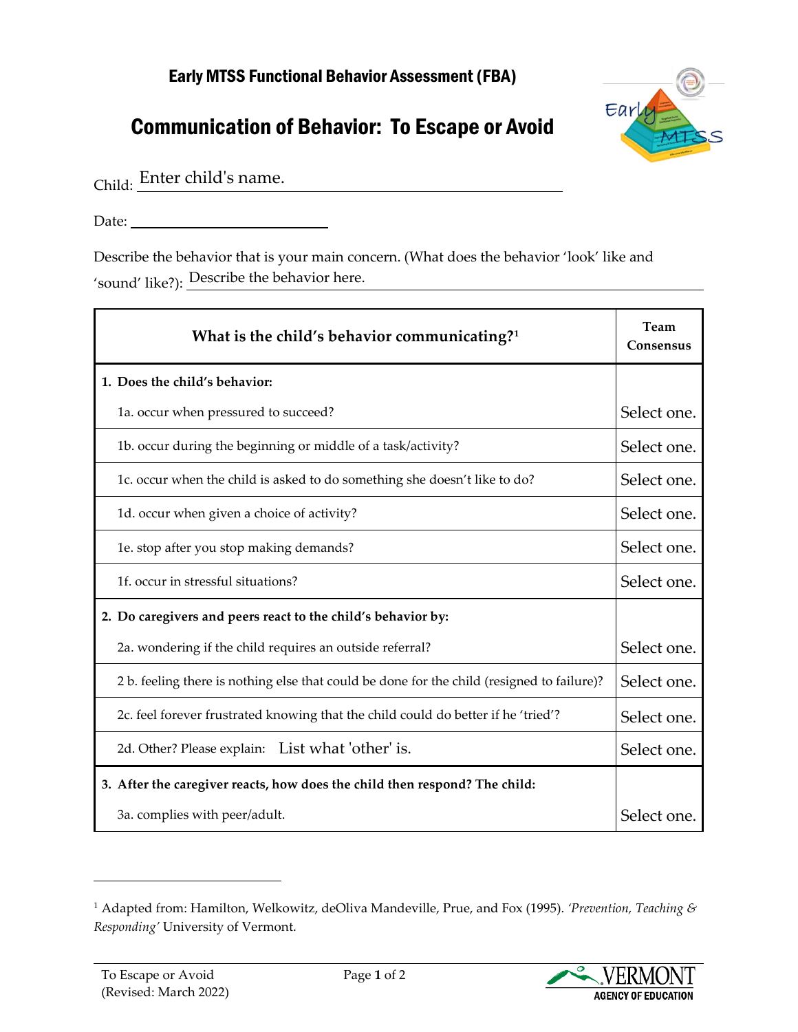# Early MTSS Functional Behavior Assessment (FBA)

## Communication of Behavior: To Escape or Avoid

Child: Enter child's name.

Date: 

Describe the behavior that is your main concern. (What does the behavior 'look' like and 'sound' like?): Describe the behavior here.

| What is the child's behavior communicating?[1] | Team Consensus |
|---|---|
| **1. Does the child's behavior:** | |
| 1a. occur when pressured to succeed? | Select one. |
| 1b. occur during the beginning or middle of a task/activity? | Select one. |
| 1c. occur when the child is asked to do something she doesn't like to do? | Select one. |
| 1d. occur when given a choice of activity? | Select one. |
| 1e. stop after you stop making demands? | Select one. |
| 1f. occur in stressful situations? | Select one. |
| **2. Do caregivers and peers react to the child's behavior by:** | |
| 2a. wondering if the child requires an outside referral? | Select one. |
| 2 b. feeling there is nothing else that could be done for the child (resigned to failure)? | Select one. |
| 2c. feel forever frustrated knowing that the child could do better if he 'tried'? | Select one. |
| 2d. Other? Please explain: List what 'other' is. | Select one. |
| **3. After the caregiver reacts, how does the child then respond? The child:** | |
| 3a. complies with peer/adult. | Select one. |

[1] Adapted from: Hamilton, Welkowitz, deOliva Mandeville, Prue, and Fox (1995). *'Prevention, Teaching & Responding'* University of Vermont.

To Escape or Avoid
(Revised: March 2022)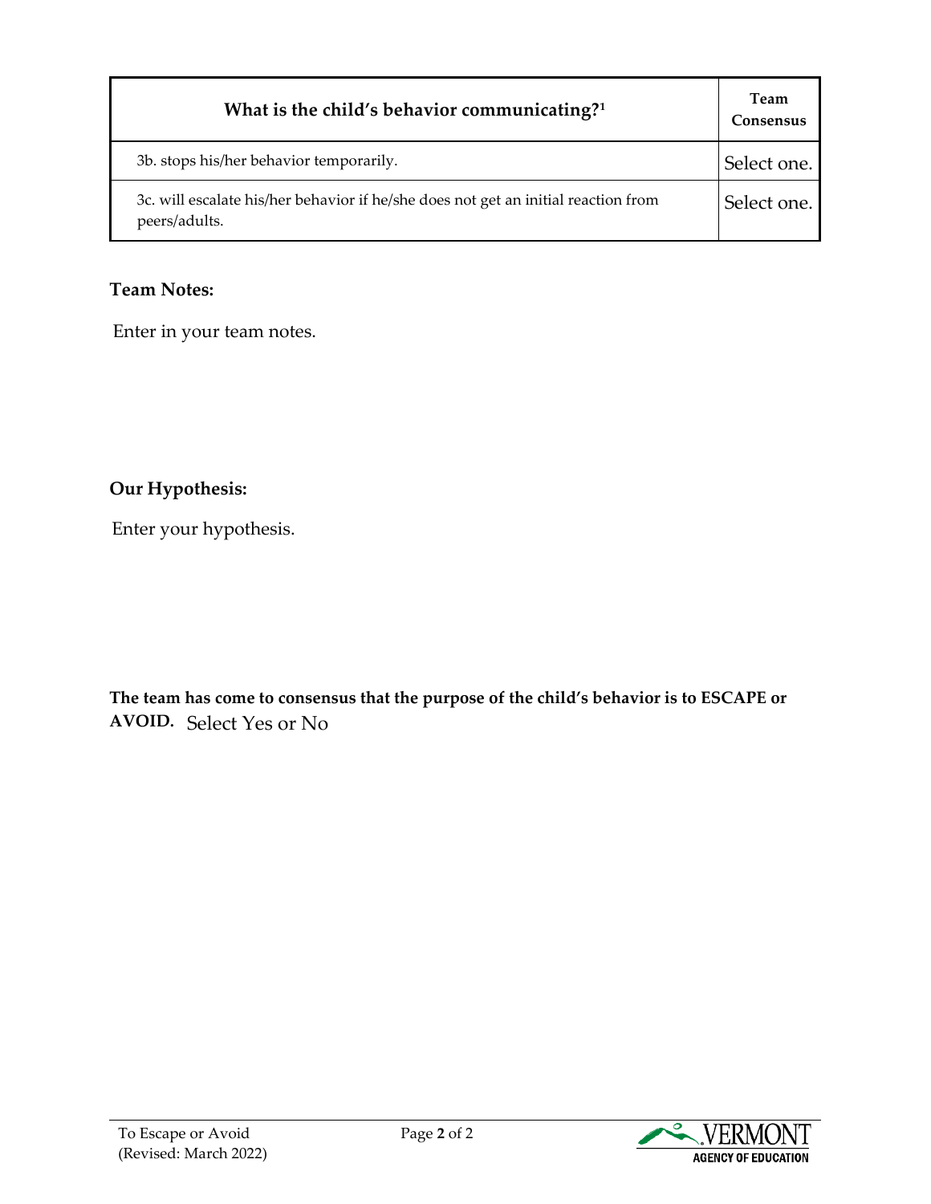| What is the child's behavior communicating?[1] | Team Consensus |
|---|---|
| 3b. stops his/her behavior temporarily. | Select one. |
| 3c. will escalate his/her behavior if he/she does not get an initial reaction from peers/adults. | Select one. |

**Team Notes:**

Enter in your team notes.

**Our Hypothesis:**

Enter your hypothesis.

**The team has come to consensus that the purpose of the child's behavior is to ESCAPE or AVOID.** Select Yes or No